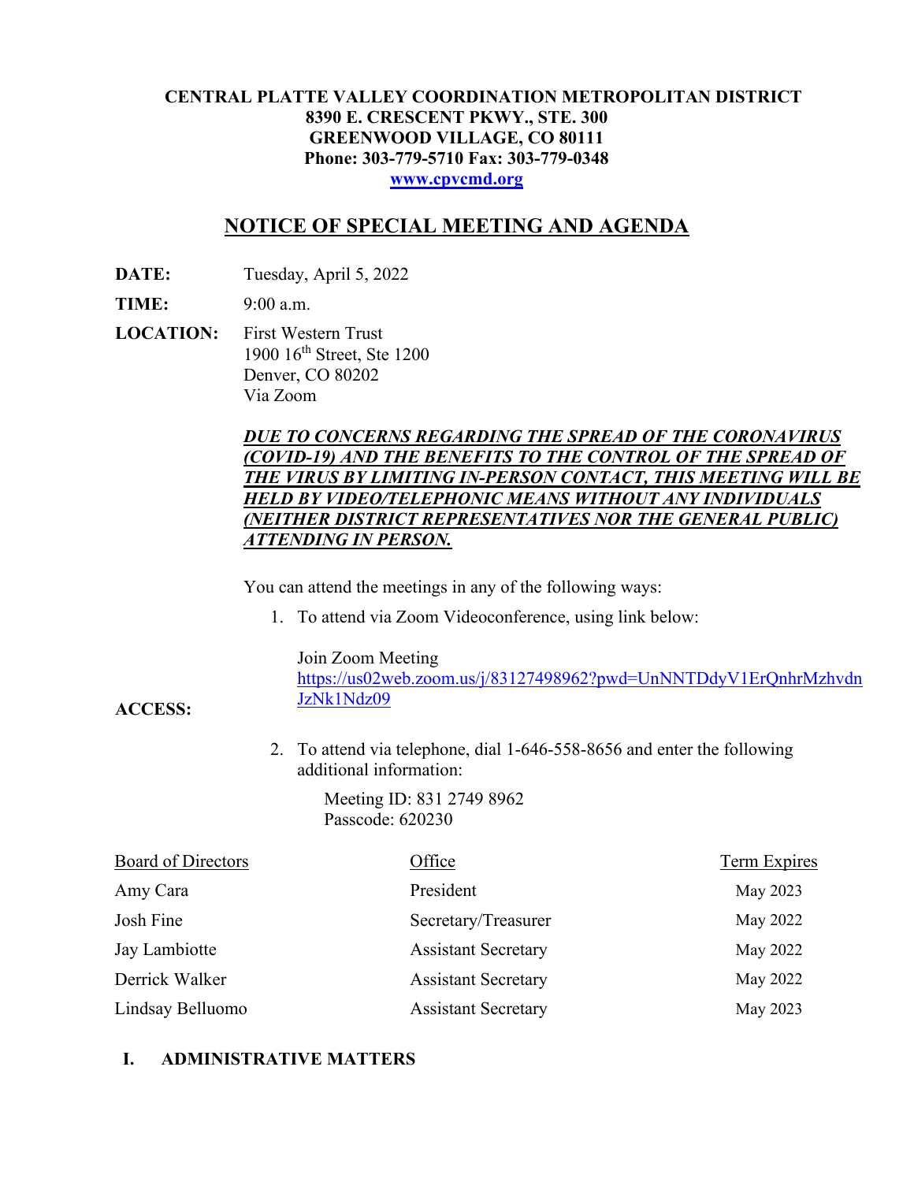**CENTRAL PLATTE VALLEY COORDINATION METROPOLITAN DISTRICT**
**8390 E. CRESCENT PKWY., STE. 300**
**GREENWOOD VILLAGE, CO 80111**
**Phone: 303-779-5710 Fax: 303-779-0348**
**[www.cpvcmd.org](www.cpvcmd.org)**

# NOTICE OF SPECIAL MEETING AND AGENDA

**DATE:** Tuesday, April 5, 2022

**TIME:** 9:00 a.m.

**LOCATION:** First Western Trust
1900 16th Street, Ste 1200
Denver, CO 80202
Via Zoom

***DUE TO CONCERNS REGARDING THE SPREAD OF THE CORONAVIRUS (COVID-19) AND THE BENEFITS TO THE CONTROL OF THE SPREAD OF THE VIRUS BY LIMITING IN-PERSON CONTACT, THIS MEETING WILL BE HELD BY VIDEO/TELEPHONIC MEANS WITHOUT ANY INDIVIDUALS (NEITHER DISTRICT REPRESENTATIVES NOR THE GENERAL PUBLIC) ATTENDING IN PERSON.***

**ACCESS:**

You can attend the meetings in any of the following ways:

1. To attend via Zoom Videoconference, using link below:

   Join Zoom Meeting
   https://us02web.zoom.us/j/83127498962?pwd=UnNNTDdyV1ErQnhrMzhvdnJzNk1Ndz09

2. To attend via telephone, dial 1-646-558-8656 and enter the following additional information:

   Meeting ID: 831 2749 8962
   Passcode: 620230

| Board of Directors | Office | Term Expires |
|---|---|---|
| Amy Cara | President | May 2023 |
| Josh Fine | Secretary/Treasurer | May 2022 |
| Jay Lambiotte | Assistant Secretary | May 2022 |
| Derrick Walker | Assistant Secretary | May 2022 |
| Lindsay Belluomo | Assistant Secretary | May 2023 |

**I. ADMINISTRATIVE MATTERS**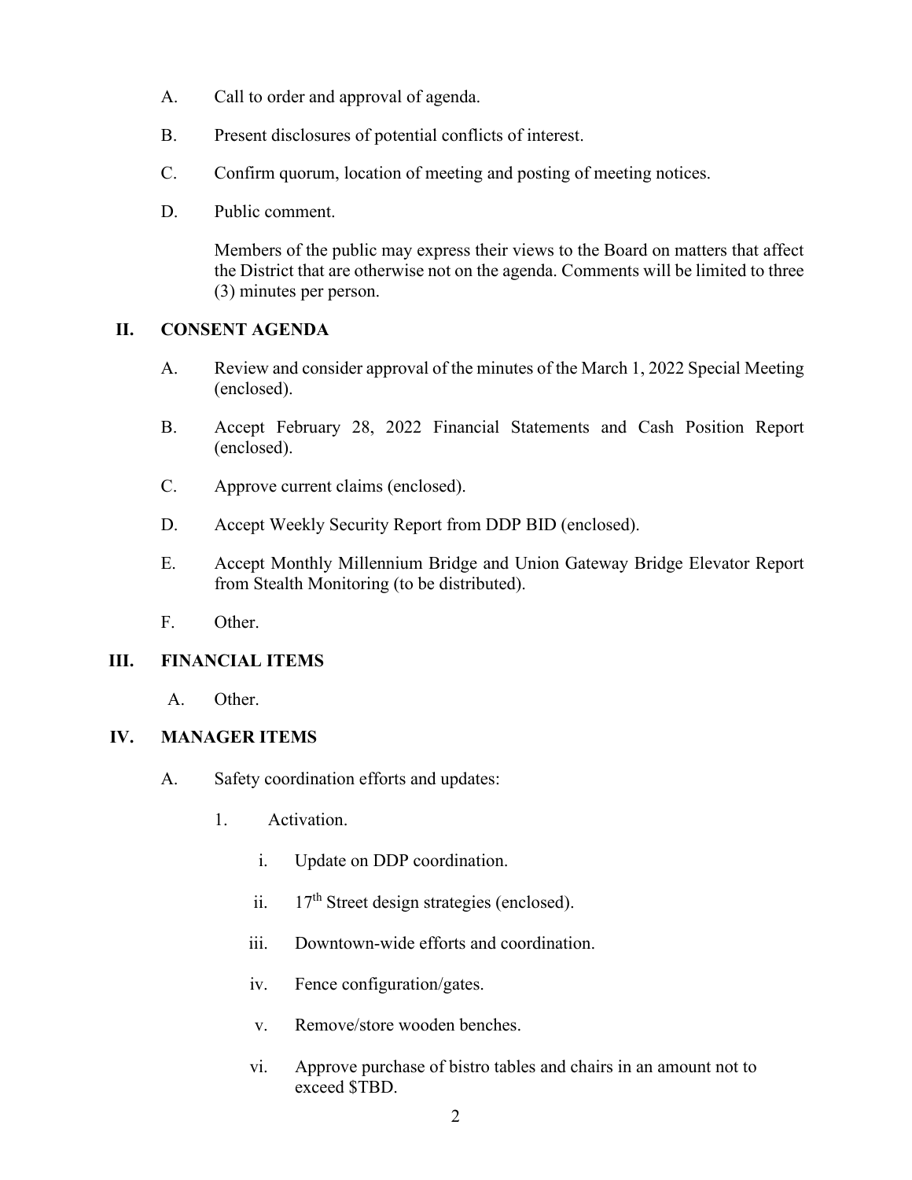A. Call to order and approval of agenda.

B. Present disclosures of potential conflicts of interest.

C. Confirm quorum, location of meeting and posting of meeting notices.

D. Public comment.

   Members of the public may express their views to the Board on matters that affect the District that are otherwise not on the agenda. Comments will be limited to three (3) minutes per person.

## II. CONSENT AGENDA

A. Review and consider approval of the minutes of the March 1, 2022 Special Meeting (enclosed).

B. Accept February 28, 2022 Financial Statements and Cash Position Report (enclosed).

C. Approve current claims (enclosed).

D. Accept Weekly Security Report from DDP BID (enclosed).

E. Accept Monthly Millennium Bridge and Union Gateway Bridge Elevator Report from Stealth Monitoring (to be distributed).

F. Other.

## III. FINANCIAL ITEMS

A. Other.

## IV. MANAGER ITEMS

A. Safety coordination efforts and updates:

   1. Activation.

      i. Update on DDP coordination.

      ii. 17th Street design strategies (enclosed).

      iii. Downtown-wide efforts and coordination.

      iv. Fence configuration/gates.

      v. Remove/store wooden benches.

      vi. Approve purchase of bistro tables and chairs in an amount not to exceed $TBD.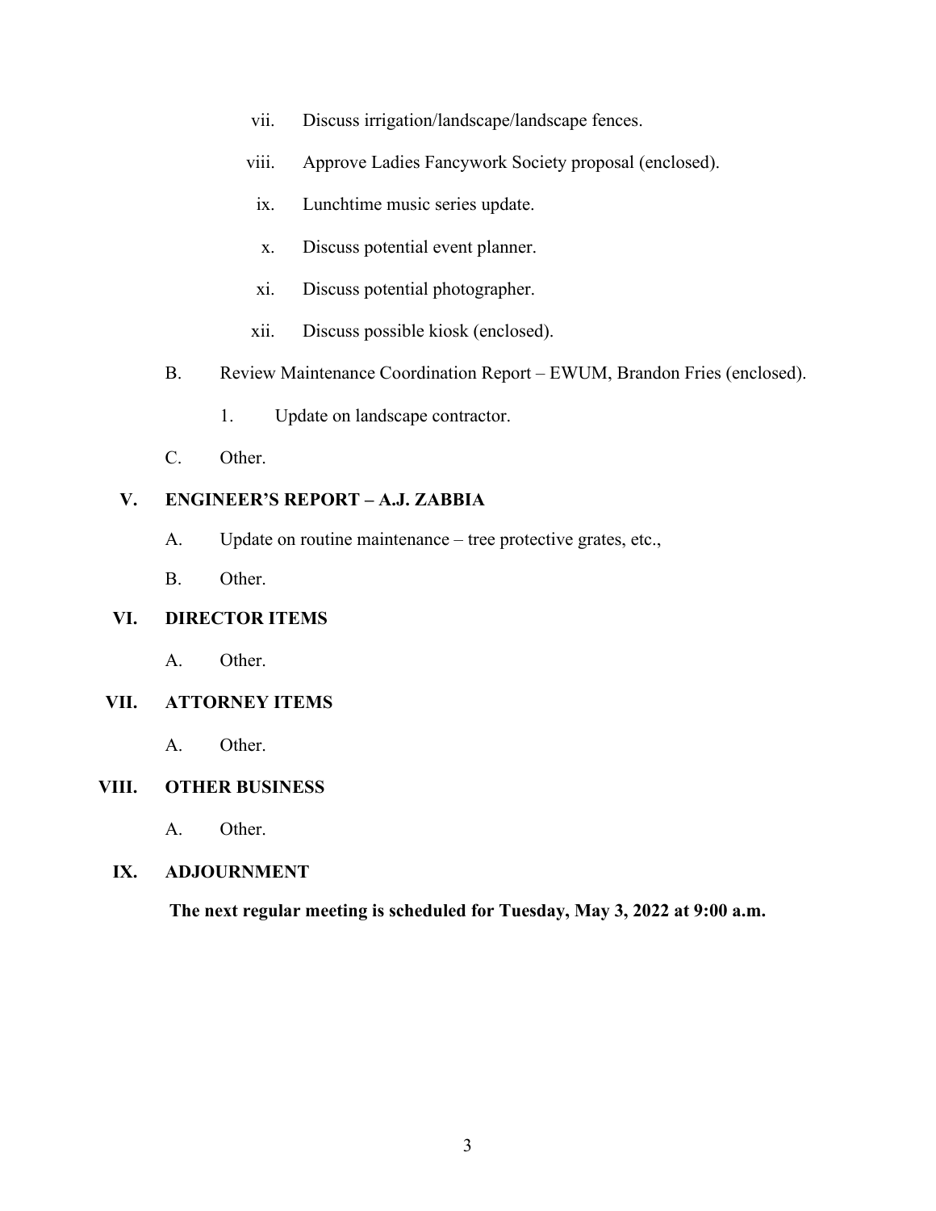vii. Discuss irrigation/landscape/landscape fences.

viii. Approve Ladies Fancywork Society proposal (enclosed).

ix. Lunchtime music series update.

x. Discuss potential event planner.

xi. Discuss potential photographer.

xii. Discuss possible kiosk (enclosed).

B. Review Maintenance Coordination Report – EWUM, Brandon Fries (enclosed).

1. Update on landscape contractor.

C. Other.

**V. ENGINEER'S REPORT – A.J. ZABBIA**

A. Update on routine maintenance – tree protective grates, etc.,

B. Other.

**VI. DIRECTOR ITEMS**

A. Other.

**VII. ATTORNEY ITEMS**

A. Other.

**VIII. OTHER BUSINESS**

A. Other.

**IX. ADJOURNMENT**

**The next regular meeting is scheduled for Tuesday, May 3, 2022 at 9:00 a.m.**